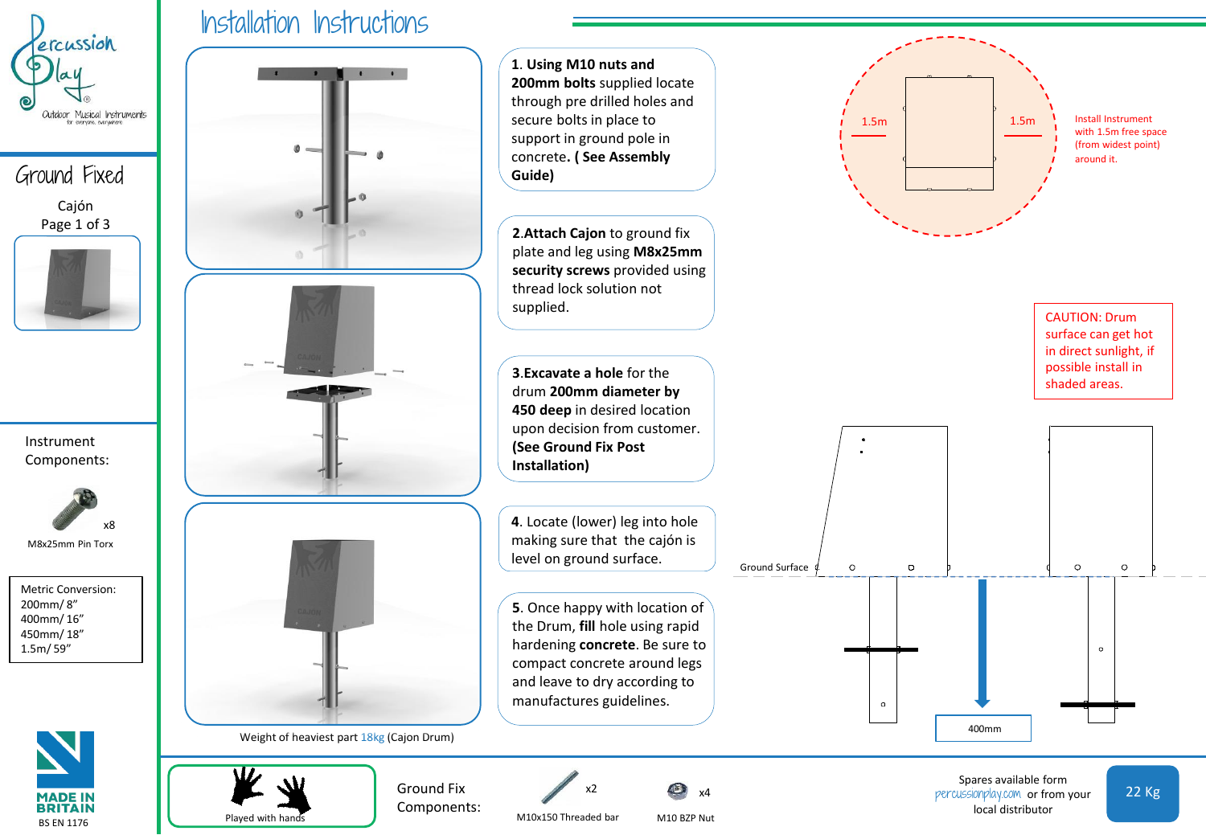# Installation Instructions

Percussion Play
Outdoor Musical Instruments
for everyone, everywhere

## Ground Fixed

Cajón
Page 1 of 3

1. **Using M10 nuts and 200mm bolts** supplied locate through pre drilled holes and secure bolts in place to support in ground pole in concrete. **( See Assembly Guide)**

2. **Attach Cajon** to ground fix plate and leg using **M8x25mm security screws** provided using thread lock solution not supplied.

3. **Excavate a hole** for the drum **200mm diameter by 450 deep** in desired location upon decision from customer. **(See Ground Fix Post Installation)**

4. Locate (lower) leg into hole making sure that the cajón is level on ground surface.

5. Once happy with location of the Drum, **fill** hole using rapid hardening **concrete**. Be sure to compact concrete around legs and leave to dry according to manufactures guidelines.

Weight of heaviest part 18kg (Cajon Drum)

1.5m
1.5m

Install Instrument with 1.5m free space (from widest point) around it.

CAUTION: Drum surface can get hot in direct sunlight, if possible install in shaded areas.

Ground Surface

400mm

Instrument Components:

x8
M8x25mm Pin Torx

Metric Conversion:
200mm/ 8"
400mm/ 16"
450mm/ 18"
1.5m/ 59"

MADE IN BRITAIN
BS EN 1176

Played with hands

Ground Fix Components:

x2
M10x150 Threaded bar

x4
M10 BZP Nut

Spares available form percussionplay.com or from your local distributor

22 Kg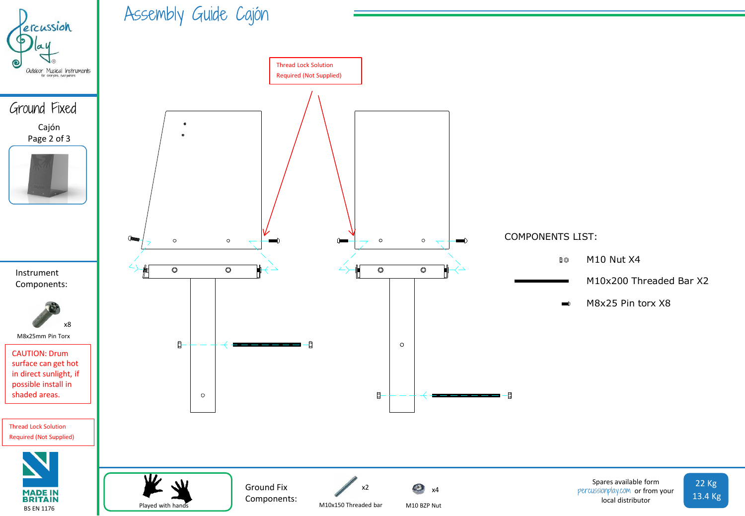# Assembly Guide Cajón

Percussion Play

Outdoor Musical Instruments
for everyone, everywhere

## Ground Fixed

Cajón
Page 2 of 3

Thread Lock Solution
Required (Not Supplied)

COMPONENTS LIST:

- M10 Nut X4
- M10x200 Threaded Bar X2
- M8x25 Pin torx X8

Instrument Components:

x8
M8x25mm Pin Torx

CAUTION: Drum surface can get hot in direct sunlight, if possible install in shaded areas.

Thread Lock Solution
Required (Not Supplied)

MADE IN BRITAIN
BS EN 1176

Played with hands

Ground Fix Components:

x2
M10x150 Threaded bar

x4
M10 BZP Nut

Spares available form percussionplay.com or from your local distributor

22 Kg
13.4 Kg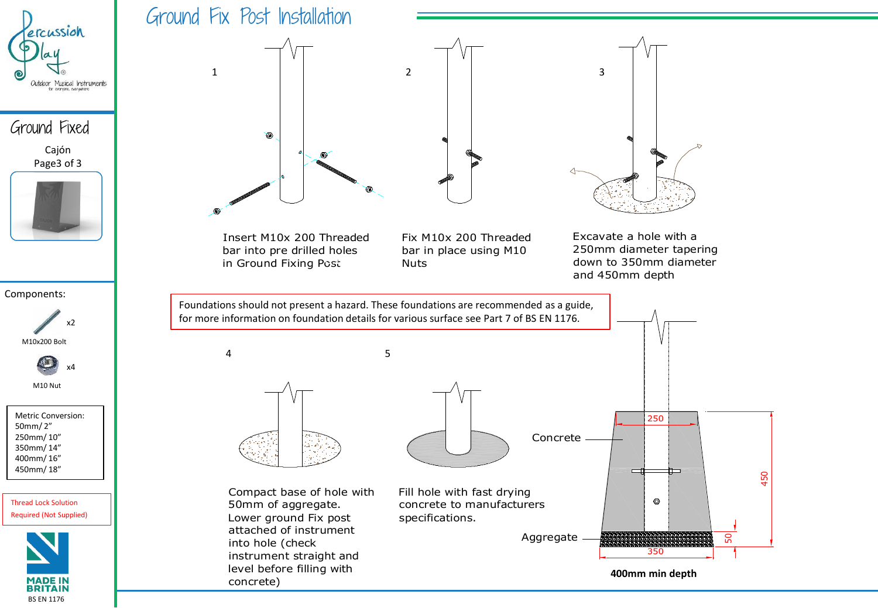# Ground Fix Post Installation

Percussion Play
Outdoor Musical Instruments
for everyone, everywhere

## Ground Fixed

Cajón
Page3 of 3

Components:

M10x200 Bolt x2

M10 Nut x4

Metric Conversion:
50mm/ 2"
250mm/ 10"
350mm/ 14"
400mm/ 16"
450mm/ 18"

Thread Lock Solution Required (Not Supplied)

MADE IN BRITAIN
BS EN 1176

1

Insert M10x 200 Threaded bar into pre drilled holes in Ground Fixing Post

2

Fix M10x 200 Threaded bar in place using M10 Nuts

3

Excavate a hole with a 250mm diameter tapering down to 350mm diameter and 450mm depth

Foundations should not present a hazard. These foundations are recommended as a guide, for more information on foundation details for various surface see Part 7 of BS EN 1176.

4

Compact base of hole with 50mm of aggregate.
Lower ground Fix post attached of instrument into hole (check instrument straight and level before filling with concrete)

5

Fill hole with fast drying concrete to manufacturers specifications.

Concrete

Aggregate

250

350

450

50

**400mm min depth**